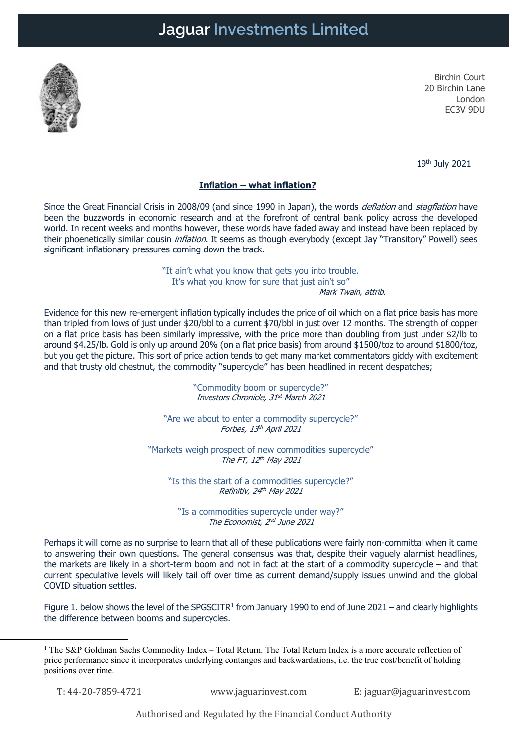# Jaguar Investments Limited

Birchin Court
20 Birchin Lane
London
EC3V 9DU

19th July 2021

## Inflation – what inflation?

Since the Great Financial Crisis in 2008/09 (and since 1990 in Japan), the words *deflation* and *stagflation* have been the buzzwords in economic research and at the forefront of central bank policy across the developed world. In recent weeks and months however, these words have faded away and instead have been replaced by their phoenetically similar cousin *inflation*. It seems as though everybody (except Jay "Transitory" Powell) sees significant inflationary pressures coming down the track.

> "It ain't what you know that gets you into trouble.
> It's what you know for sure that just ain't so"
> *Mark Twain, attrib.*

Evidence for this new re-emergent inflation typically includes the price of oil which on a flat price basis has more than tripled from lows of just under \$20/bbl to a current \$70/bbl in just over 12 months. The strength of copper on a flat price basis has been similarly impressive, with the price more than doubling from just under \$2/lb to around \$4.25/lb. Gold is only up around 20% (on a flat price basis) from around \$1500/toz to around \$1800/toz, but you get the picture. This sort of price action tends to get many market commentators giddy with excitement and that trusty old chestnut, the commodity "supercycle" has been headlined in recent despatches;

> "Commodity boom or supercycle?"
> *Investors Chronicle, 31st March 2021*

> "Are we about to enter a commodity supercycle?"
> *Forbes, 13th April 2021*

> "Markets weigh prospect of new commodities supercycle"
> *The FT, 12th May 2021*

> "Is this the start of a commodities supercycle?"
> *Refinitiv, 24th May 2021*

> "Is a commodities supercycle under way?"
> *The Economist, 2nd June 2021*

Perhaps it will come as no surprise to learn that all of these publications were fairly non-committal when it came to answering their own questions. The general consensus was that, despite their vaguely alarmist headlines, the markets are likely in a short-term boom and not in fact at the start of a commodity supercycle – and that current speculative levels will likely tail off over time as current demand/supply issues unwind and the global COVID situation settles.

Figure 1. below shows the level of the SPGSCITR[1] from January 1990 to end of June 2021 – and clearly highlights the difference between booms and supercycles.

---

[1] The S&P Goldman Sachs Commodity Index – Total Return. The Total Return Index is a more accurate reflection of price performance since it incorporates underlying contangos and backwardations, i.e. the true cost/benefit of holding positions over time.

T: 44-20-7859-4721 | www.jaguarinvest.com | E: jaguar@jaguarinvest.com

Authorised and Regulated by the Financial Conduct Authority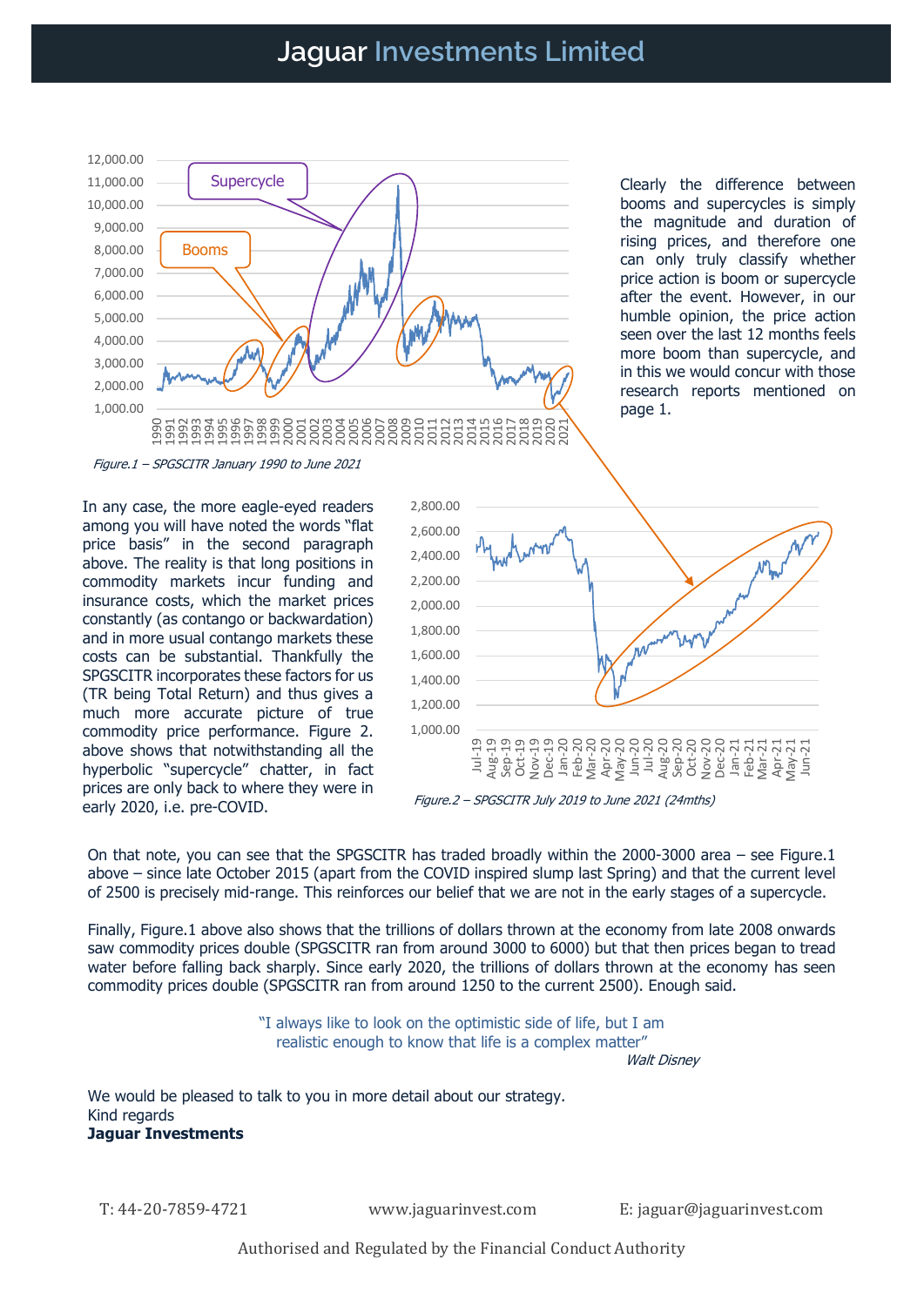# Jaguar Investments Limited

12,000.00
11,000.00
10,000.00
9,000.00
8,000.00
7,000.00
6,000.00
5,000.00
4,000.00
3,000.00
2,000.00
1,000.00

Supercycle

Booms

1990 1991 1992 1993 1994 1995 1996 1997 1998 1999 2000 2001 2002 2003 2004 2005 2006 2007 2008 2009 2010 2011 2012 2013 2014 2015 2016 2017 2018 2019 2020 2021

*Figure.1 – SPGSCITR January 1990 to June 2021*

Clearly the difference between booms and supercycles is simply the magnitude and duration of rising prices, and therefore one can only truly classify whether price action is boom or supercycle after the event. However, in our humble opinion, the price action seen over the last 12 months feels more boom than supercycle, and in this we would concur with those research reports mentioned on page 1.

In any case, the more eagle-eyed readers among you will have noted the words "flat price basis" in the second paragraph above. The reality is that long positions in commodity markets incur funding and insurance costs, which the market prices constantly (as contango or backwardation) and in more usual contango markets these costs can be substantial. Thankfully the SPGSCITR incorporates these factors for us (TR being Total Return) and thus gives a much more accurate picture of true commodity price performance. Figure 2. above shows that notwithstanding all the hyperbolic "supercycle" chatter, in fact prices are only back to where they were in early 2020, i.e. pre-COVID.

2,800.00
2,600.00
2,400.00
2,200.00
2,000.00
1,800.00
1,600.00
1,400.00
1,200.00
1,000.00

Jul-19 Aug-19 Sep-19 Oct-19 Nov-19 Dec-19 Jan-20 Feb-20 Mar-20 Apr-20 May-20 Jun-20 Jul-20 Aug-20 Sep-20 Oct-20 Nov-20 Dec-20 Jan-21 Feb-21 Mar-21 Apr-21 May-21 Jun-21

*Figure.2 – SPGSCITR July 2019 to June 2021 (24mths)*

On that note, you can see that the SPGSCITR has traded broadly within the 2000-3000 area – see Figure.1 above – since late October 2015 (apart from the COVID inspired slump last Spring) and that the current level of 2500 is precisely mid-range. This reinforces our belief that we are not in the early stages of a supercycle.

Finally, Figure.1 above also shows that the trillions of dollars thrown at the economy from late 2008 onwards saw commodity prices double (SPGSCITR ran from around 3000 to 6000) but that then prices began to tread water before falling back sharply. Since early 2020, the trillions of dollars thrown at the economy has seen commodity prices double (SPGSCITR ran from around 1250 to the current 2500). Enough said.

> "I always like to look on the optimistic side of life, but I am realistic enough to know that life is a complex matter"
>
> *Walt Disney*

We would be pleased to talk to you in more detail about our strategy.
Kind regards
**Jaguar Investments**

T: 44-20-7859-4721 www.jaguarinvest.com E: jaguar@jaguarinvest.com

Authorised and Regulated by the Financial Conduct Authority